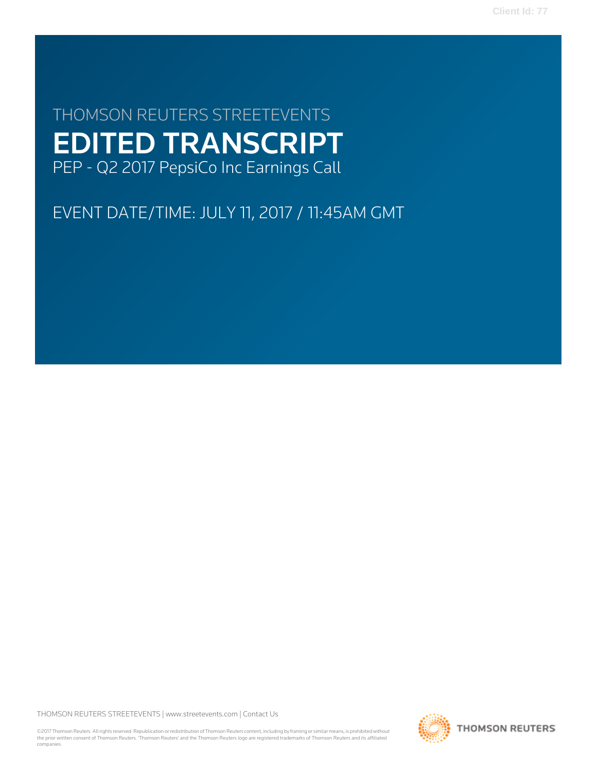Client Id: 77

THOMSON REUTERS STREETEVENTS

# EDITED TRANSCRIPT

PEP - Q2 2017 PepsiCo Inc Earnings Call

EVENT DATE/TIME: JULY 11, 2017 / 11:45AM GMT

THOMSON REUTERS STREETEVENTS | www.streetevents.com | Contact Us

©2017 Thomson Reuters. All rights reserved. Republication or redistribution of Thomson Reuters content, including by framing or similar means, is prohibited without the prior written consent of Thomson Reuters. 'Thomson Reuters' and the Thomson Reuters logo are registered trademarks of Thomson Reuters and its affiliated companies.

THOMSON REUTERS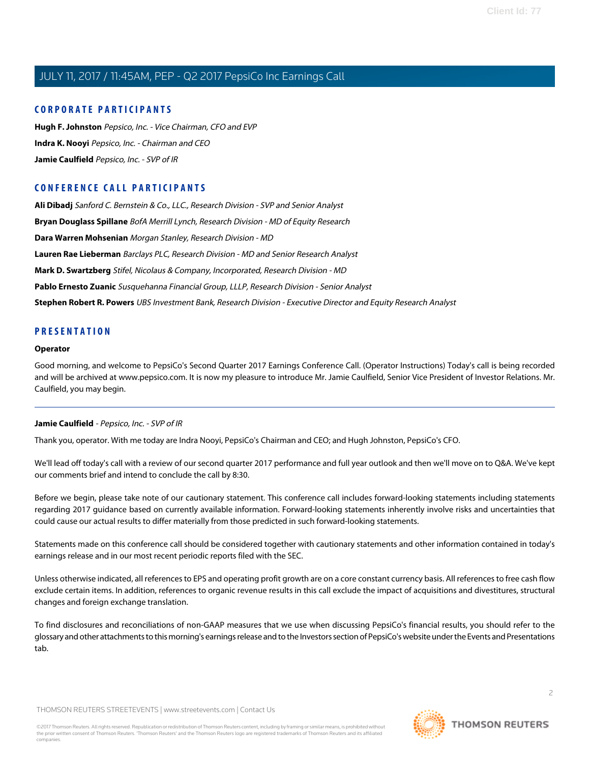## CORPORATE PARTICIPANTS

**Hugh F. Johnston** *Pepsico, Inc. - Vice Chairman, CFO and EVP*

**Indra K. Nooyi** *Pepsico, Inc. - Chairman and CEO*

**Jamie Caulfield** *Pepsico, Inc. - SVP of IR*

## CONFERENCE CALL PARTICIPANTS

**Ali Dibadj** *Sanford C. Bernstein & Co., LLC., Research Division - SVP and Senior Analyst*

**Bryan Douglass Spillane** *BofA Merrill Lynch, Research Division - MD of Equity Research*

**Dara Warren Mohsenian** *Morgan Stanley, Research Division - MD*

**Lauren Rae Lieberman** *Barclays PLC, Research Division - MD and Senior Research Analyst*

**Mark D. Swartzberg** *Stifel, Nicolaus & Company, Incorporated, Research Division - MD*

**Pablo Ernesto Zuanic** *Susquehanna Financial Group, LLLP, Research Division - Senior Analyst*

**Stephen Robert R. Powers** *UBS Investment Bank, Research Division - Executive Director and Equity Research Analyst*

## PRESENTATION

**Operator**

Good morning, and welcome to PepsiCo's Second Quarter 2017 Earnings Conference Call. (Operator Instructions) Today's call is being recorded and will be archived at www.pepsico.com. It is now my pleasure to introduce Mr. Jamie Caulfield, Senior Vice President of Investor Relations. Mr. Caulfield, you may begin.

---

**Jamie Caulfield** - *Pepsico, Inc. - SVP of IR*

Thank you, operator. With me today are Indra Nooyi, PepsiCo's Chairman and CEO; and Hugh Johnston, PepsiCo's CFO.

We'll lead off today's call with a review of our second quarter 2017 performance and full year outlook and then we'll move on to Q&A. We've kept our comments brief and intend to conclude the call by 8:30.

Before we begin, please take note of our cautionary statement. This conference call includes forward-looking statements including statements regarding 2017 guidance based on currently available information. Forward-looking statements inherently involve risks and uncertainties that could cause our actual results to differ materially from those predicted in such forward-looking statements.

Statements made on this conference call should be considered together with cautionary statements and other information contained in today's earnings release and in our most recent periodic reports filed with the SEC.

Unless otherwise indicated, all references to EPS and operating profit growth are on a core constant currency basis. All references to free cash flow exclude certain items. In addition, references to organic revenue results in this call exclude the impact of acquisitions and divestitures, structural changes and foreign exchange translation.

To find disclosures and reconciliations of non-GAAP measures that we use when discussing PepsiCo's financial results, you should refer to the glossary and other attachments to this morning's earnings release and to the Investors section of PepsiCo's website under the Events and Presentations tab.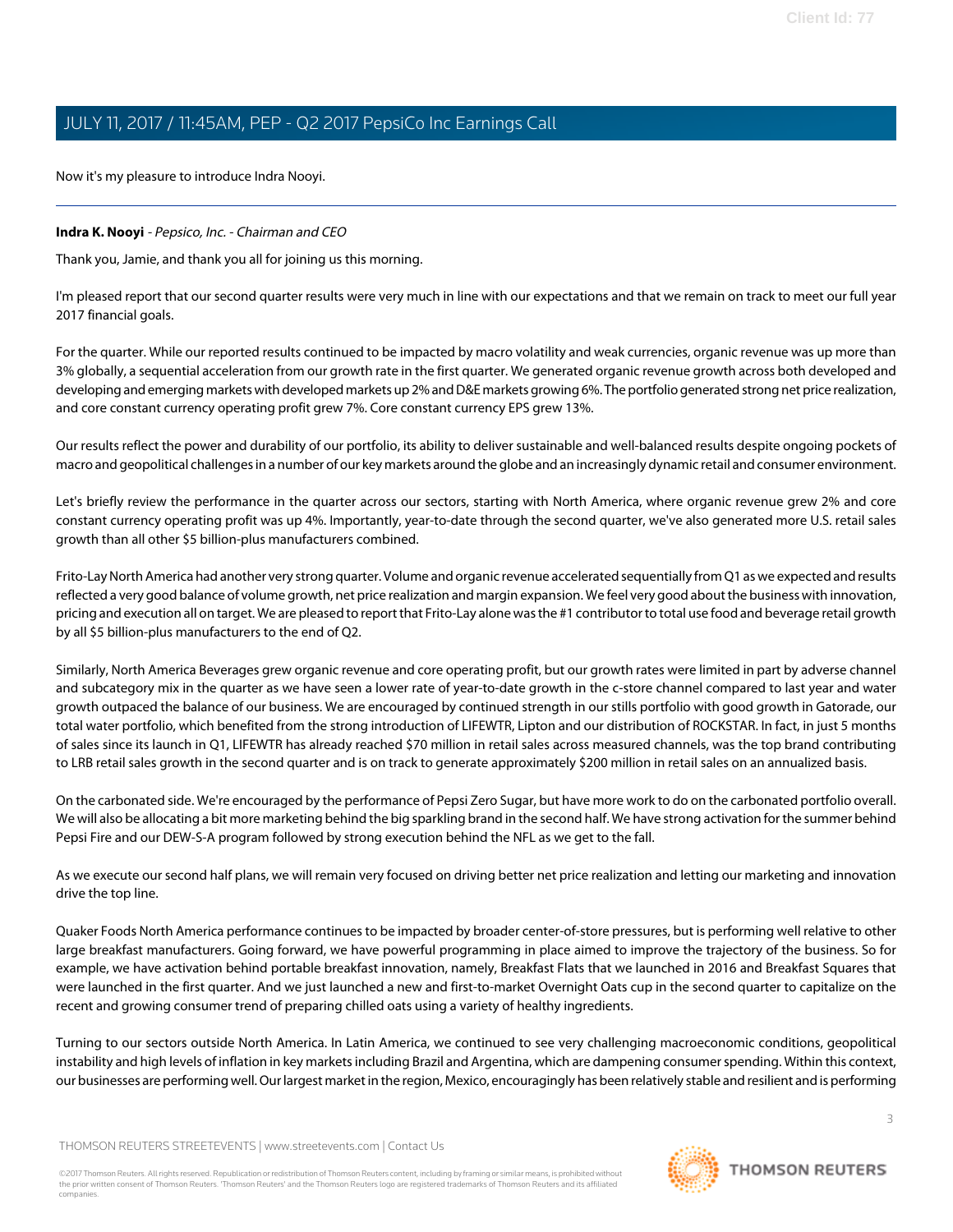Now it's my pleasure to introduce Indra Nooyi.

---

**Indra K. Nooyi** *- Pepsico, Inc. - Chairman and CEO*

Thank you, Jamie, and thank you all for joining us this morning.

I'm pleased report that our second quarter results were very much in line with our expectations and that we remain on track to meet our full year 2017 financial goals.

For the quarter. While our reported results continued to be impacted by macro volatility and weak currencies, organic revenue was up more than 3% globally, a sequential acceleration from our growth rate in the first quarter. We generated organic revenue growth across both developed and developing and emerging markets with developed markets up 2% and D&E markets growing 6%. The portfolio generated strong net price realization, and core constant currency operating profit grew 7%. Core constant currency EPS grew 13%.

Our results reflect the power and durability of our portfolio, its ability to deliver sustainable and well-balanced results despite ongoing pockets of macro and geopolitical challenges in a number of our key markets around the globe and an increasingly dynamic retail and consumer environment.

Let's briefly review the performance in the quarter across our sectors, starting with North America, where organic revenue grew 2% and core constant currency operating profit was up 4%. Importantly, year-to-date through the second quarter, we've also generated more U.S. retail sales growth than all other $5 billion-plus manufacturers combined.

Frito-Lay North America had another very strong quarter. Volume and organic revenue accelerated sequentially from Q1 as we expected and results reflected a very good balance of volume growth, net price realization and margin expansion. We feel very good about the business with innovation, pricing and execution all on target. We are pleased to report that Frito-Lay alone was the #1 contributor to total use food and beverage retail growth by all $5 billion-plus manufacturers to the end of Q2.

Similarly, North America Beverages grew organic revenue and core operating profit, but our growth rates were limited in part by adverse channel and subcategory mix in the quarter as we have seen a lower rate of year-to-date growth in the c-store channel compared to last year and water growth outpaced the balance of our business. We are encouraged by continued strength in our stills portfolio with good growth in Gatorade, our total water portfolio, which benefited from the strong introduction of LIFEWTR, Lipton and our distribution of ROCKSTAR. In fact, in just 5 months of sales since its launch in Q1, LIFEWTR has already reached $70 million in retail sales across measured channels, was the top brand contributing to LRB retail sales growth in the second quarter and is on track to generate approximately $200 million in retail sales on an annualized basis.

On the carbonated side. We're encouraged by the performance of Pepsi Zero Sugar, but have more work to do on the carbonated portfolio overall. We will also be allocating a bit more marketing behind the big sparkling brand in the second half. We have strong activation for the summer behind Pepsi Fire and our DEW-S-A program followed by strong execution behind the NFL as we get to the fall.

As we execute our second half plans, we will remain very focused on driving better net price realization and letting our marketing and innovation drive the top line.

Quaker Foods North America performance continues to be impacted by broader center-of-store pressures, but is performing well relative to other large breakfast manufacturers. Going forward, we have powerful programming in place aimed to improve the trajectory of the business. So for example, we have activation behind portable breakfast innovation, namely, Breakfast Flats that we launched in 2016 and Breakfast Squares that were launched in the first quarter. And we just launched a new and first-to-market Overnight Oats cup in the second quarter to capitalize on the recent and growing consumer trend of preparing chilled oats using a variety of healthy ingredients.

Turning to our sectors outside North America. In Latin America, we continued to see very challenging macroeconomic conditions, geopolitical instability and high levels of inflation in key markets including Brazil and Argentina, which are dampening consumer spending. Within this context, our businesses are performing well. Our largest market in the region, Mexico, encouragingly has been relatively stable and resilient and is performing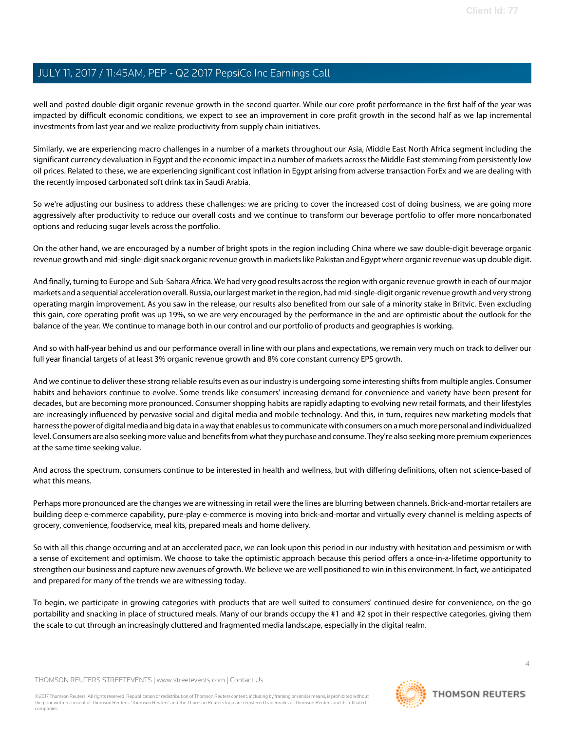well and posted double-digit organic revenue growth in the second quarter. While our core profit performance in the first half of the year was impacted by difficult economic conditions, we expect to see an improvement in core profit growth in the second half as we lap incremental investments from last year and we realize productivity from supply chain initiatives.

Similarly, we are experiencing macro challenges in a number of a markets throughout our Asia, Middle East North Africa segment including the significant currency devaluation in Egypt and the economic impact in a number of markets across the Middle East stemming from persistently low oil prices. Related to these, we are experiencing significant cost inflation in Egypt arising from adverse transaction ForEx and we are dealing with the recently imposed carbonated soft drink tax in Saudi Arabia.

So we're adjusting our business to address these challenges: we are pricing to cover the increased cost of doing business, we are going more aggressively after productivity to reduce our overall costs and we continue to transform our beverage portfolio to offer more noncarbonated options and reducing sugar levels across the portfolio.

On the other hand, we are encouraged by a number of bright spots in the region including China where we saw double-digit beverage organic revenue growth and mid-single-digit snack organic revenue growth in markets like Pakistan and Egypt where organic revenue was up double digit.

And finally, turning to Europe and Sub-Sahara Africa. We had very good results across the region with organic revenue growth in each of our major markets and a sequential acceleration overall. Russia, our largest market in the region, had mid-single-digit organic revenue growth and very strong operating margin improvement. As you saw in the release, our results also benefited from our sale of a minority stake in Britvic. Even excluding this gain, core operating profit was up 19%, so we are very encouraged by the performance in the and are optimistic about the outlook for the balance of the year. We continue to manage both in our control and our portfolio of products and geographies is working.

And so with half-year behind us and our performance overall in line with our plans and expectations, we remain very much on track to deliver our full year financial targets of at least 3% organic revenue growth and 8% core constant currency EPS growth.

And we continue to deliver these strong reliable results even as our industry is undergoing some interesting shifts from multiple angles. Consumer habits and behaviors continue to evolve. Some trends like consumers' increasing demand for convenience and variety have been present for decades, but are becoming more pronounced. Consumer shopping habits are rapidly adapting to evolving new retail formats, and their lifestyles are increasingly influenced by pervasive social and digital media and mobile technology. And this, in turn, requires new marketing models that harness the power of digital media and big data in a way that enables us to communicate with consumers on a much more personal and individualized level. Consumers are also seeking more value and benefits from what they purchase and consume. They're also seeking more premium experiences at the same time seeking value.

And across the spectrum, consumers continue to be interested in health and wellness, but with differing definitions, often not science-based of what this means.

Perhaps more pronounced are the changes we are witnessing in retail were the lines are blurring between channels. Brick-and-mortar retailers are building deep e-commerce capability, pure-play e-commerce is moving into brick-and-mortar and virtually every channel is melding aspects of grocery, convenience, foodservice, meal kits, prepared meals and home delivery.

So with all this change occurring and at an accelerated pace, we can look upon this period in our industry with hesitation and pessimism or with a sense of excitement and optimism. We choose to take the optimistic approach because this period offers a once-in-a-lifetime opportunity to strengthen our business and capture new avenues of growth. We believe we are well positioned to win in this environment. In fact, we anticipated and prepared for many of the trends we are witnessing today.

To begin, we participate in growing categories with products that are well suited to consumers' continued desire for convenience, on-the-go portability and snacking in place of structured meals. Many of our brands occupy the #1 and #2 spot in their respective categories, giving them the scale to cut through an increasingly cluttered and fragmented media landscape, especially in the digital realm.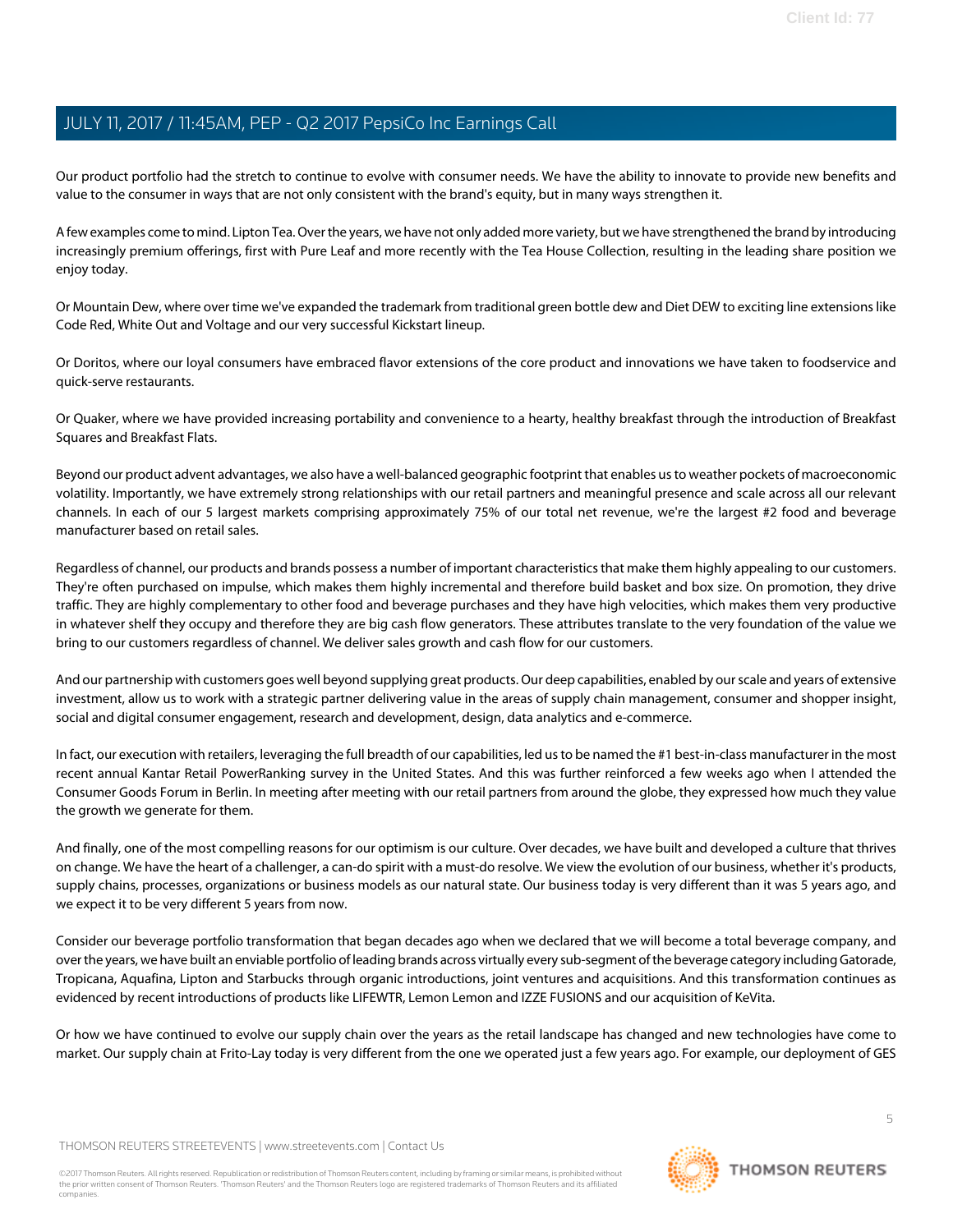Our product portfolio had the stretch to continue to evolve with consumer needs. We have the ability to innovate to provide new benefits and value to the consumer in ways that are not only consistent with the brand's equity, but in many ways strengthen it.

A few examples come to mind. Lipton Tea. Over the years, we have not only added more variety, but we have strengthened the brand by introducing increasingly premium offerings, first with Pure Leaf and more recently with the Tea House Collection, resulting in the leading share position we enjoy today.

Or Mountain Dew, where over time we've expanded the trademark from traditional green bottle dew and Diet DEW to exciting line extensions like Code Red, White Out and Voltage and our very successful Kickstart lineup.

Or Doritos, where our loyal consumers have embraced flavor extensions of the core product and innovations we have taken to foodservice and quick-serve restaurants.

Or Quaker, where we have provided increasing portability and convenience to a hearty, healthy breakfast through the introduction of Breakfast Squares and Breakfast Flats.

Beyond our product advent advantages, we also have a well-balanced geographic footprint that enables us to weather pockets of macroeconomic volatility. Importantly, we have extremely strong relationships with our retail partners and meaningful presence and scale across all our relevant channels. In each of our 5 largest markets comprising approximately 75% of our total net revenue, we're the largest #2 food and beverage manufacturer based on retail sales.

Regardless of channel, our products and brands possess a number of important characteristics that make them highly appealing to our customers. They're often purchased on impulse, which makes them highly incremental and therefore build basket and box size. On promotion, they drive traffic. They are highly complementary to other food and beverage purchases and they have high velocities, which makes them very productive in whatever shelf they occupy and therefore they are big cash flow generators. These attributes translate to the very foundation of the value we bring to our customers regardless of channel. We deliver sales growth and cash flow for our customers.

And our partnership with customers goes well beyond supplying great products. Our deep capabilities, enabled by our scale and years of extensive investment, allow us to work with a strategic partner delivering value in the areas of supply chain management, consumer and shopper insight, social and digital consumer engagement, research and development, design, data analytics and e-commerce.

In fact, our execution with retailers, leveraging the full breadth of our capabilities, led us to be named the #1 best-in-class manufacturer in the most recent annual Kantar Retail PowerRanking survey in the United States. And this was further reinforced a few weeks ago when I attended the Consumer Goods Forum in Berlin. In meeting after meeting with our retail partners from around the globe, they expressed how much they value the growth we generate for them.

And finally, one of the most compelling reasons for our optimism is our culture. Over decades, we have built and developed a culture that thrives on change. We have the heart of a challenger, a can-do spirit with a must-do resolve. We view the evolution of our business, whether it's products, supply chains, processes, organizations or business models as our natural state. Our business today is very different than it was 5 years ago, and we expect it to be very different 5 years from now.

Consider our beverage portfolio transformation that began decades ago when we declared that we will become a total beverage company, and over the years, we have built an enviable portfolio of leading brands across virtually every sub-segment of the beverage category including Gatorade, Tropicana, Aquafina, Lipton and Starbucks through organic introductions, joint ventures and acquisitions. And this transformation continues as evidenced by recent introductions of products like LIFEWTR, Lemon Lemon and IZZE FUSIONS and our acquisition of KeVita.

Or how we have continued to evolve our supply chain over the years as the retail landscape has changed and new technologies have come to market. Our supply chain at Frito-Lay today is very different from the one we operated just a few years ago. For example, our deployment of GES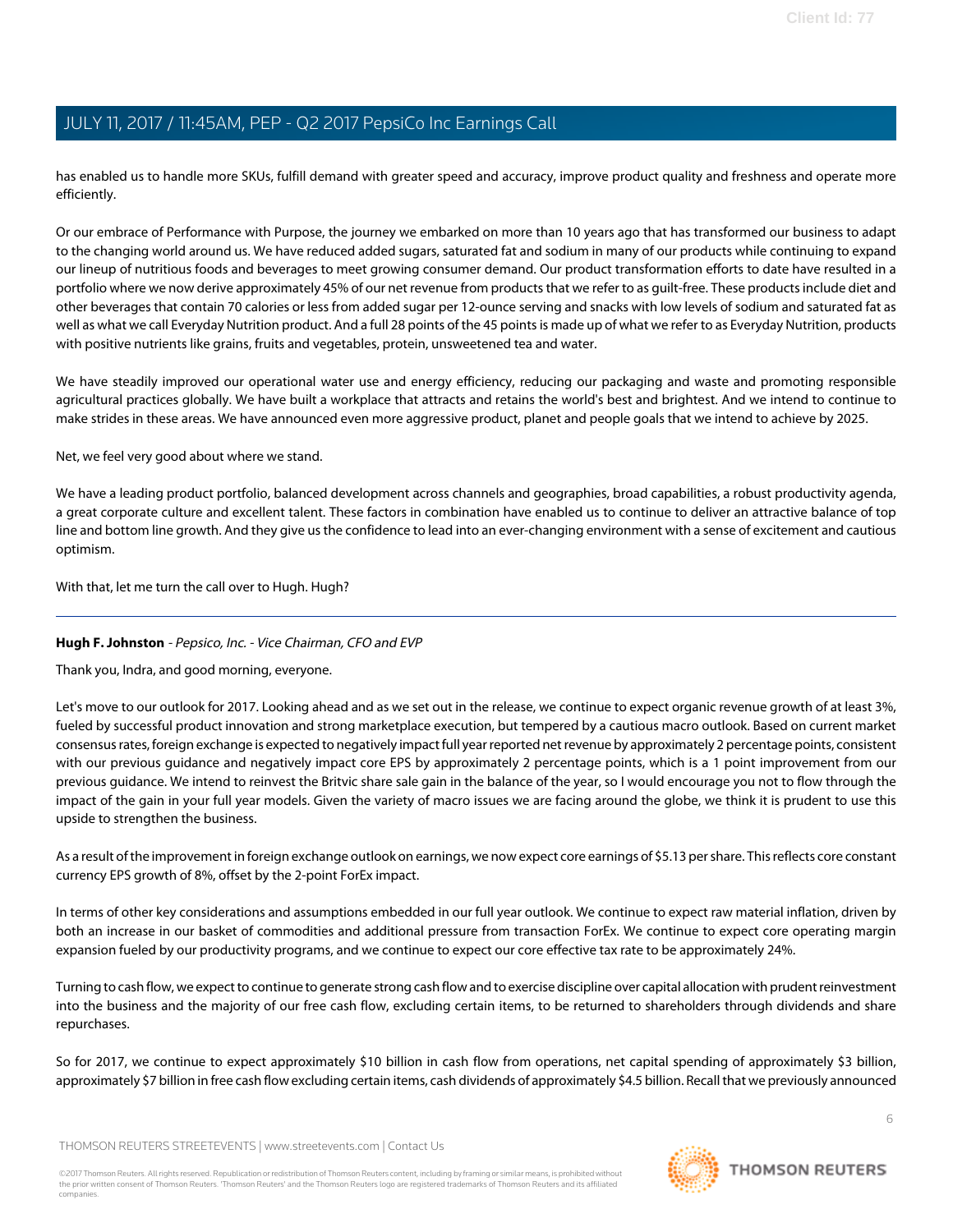has enabled us to handle more SKUs, fulfill demand with greater speed and accuracy, improve product quality and freshness and operate more efficiently.

Or our embrace of Performance with Purpose, the journey we embarked on more than 10 years ago that has transformed our business to adapt to the changing world around us. We have reduced added sugars, saturated fat and sodium in many of our products while continuing to expand our lineup of nutritious foods and beverages to meet growing consumer demand. Our product transformation efforts to date have resulted in a portfolio where we now derive approximately 45% of our net revenue from products that we refer to as guilt-free. These products include diet and other beverages that contain 70 calories or less from added sugar per 12-ounce serving and snacks with low levels of sodium and saturated fat as well as what we call Everyday Nutrition product. And a full 28 points of the 45 points is made up of what we refer to as Everyday Nutrition, products with positive nutrients like grains, fruits and vegetables, protein, unsweetened tea and water.

We have steadily improved our operational water use and energy efficiency, reducing our packaging and waste and promoting responsible agricultural practices globally. We have built a workplace that attracts and retains the world's best and brightest. And we intend to continue to make strides in these areas. We have announced even more aggressive product, planet and people goals that we intend to achieve by 2025.

Net, we feel very good about where we stand.

We have a leading product portfolio, balanced development across channels and geographies, broad capabilities, a robust productivity agenda, a great corporate culture and excellent talent. These factors in combination have enabled us to continue to deliver an attractive balance of top line and bottom line growth. And they give us the confidence to lead into an ever-changing environment with a sense of excitement and cautious optimism.

With that, let me turn the call over to Hugh. Hugh?

---

**Hugh F. Johnston** - *Pepsico, Inc. - Vice Chairman, CFO and EVP*

Thank you, Indra, and good morning, everyone.

Let's move to our outlook for 2017. Looking ahead and as we set out in the release, we continue to expect organic revenue growth of at least 3%, fueled by successful product innovation and strong marketplace execution, but tempered by a cautious macro outlook. Based on current market consensus rates, foreign exchange is expected to negatively impact full year reported net revenue by approximately 2 percentage points, consistent with our previous guidance and negatively impact core EPS by approximately 2 percentage points, which is a 1 point improvement from our previous guidance. We intend to reinvest the Britvic share sale gain in the balance of the year, so I would encourage you not to flow through the impact of the gain in your full year models. Given the variety of macro issues we are facing around the globe, we think it is prudent to use this upside to strengthen the business.

As a result of the improvement in foreign exchange outlook on earnings, we now expect core earnings of $5.13 per share. This reflects core constant currency EPS growth of 8%, offset by the 2-point ForEx impact.

In terms of other key considerations and assumptions embedded in our full year outlook. We continue to expect raw material inflation, driven by both an increase in our basket of commodities and additional pressure from transaction ForEx. We continue to expect core operating margin expansion fueled by our productivity programs, and we continue to expect our core effective tax rate to be approximately 24%.

Turning to cash flow, we expect to continue to generate strong cash flow and to exercise discipline over capital allocation with prudent reinvestment into the business and the majority of our free cash flow, excluding certain items, to be returned to shareholders through dividends and share repurchases.

So for 2017, we continue to expect approximately $10 billion in cash flow from operations, net capital spending of approximately $3 billion, approximately $7 billion in free cash flow excluding certain items, cash dividends of approximately $4.5 billion. Recall that we previously announced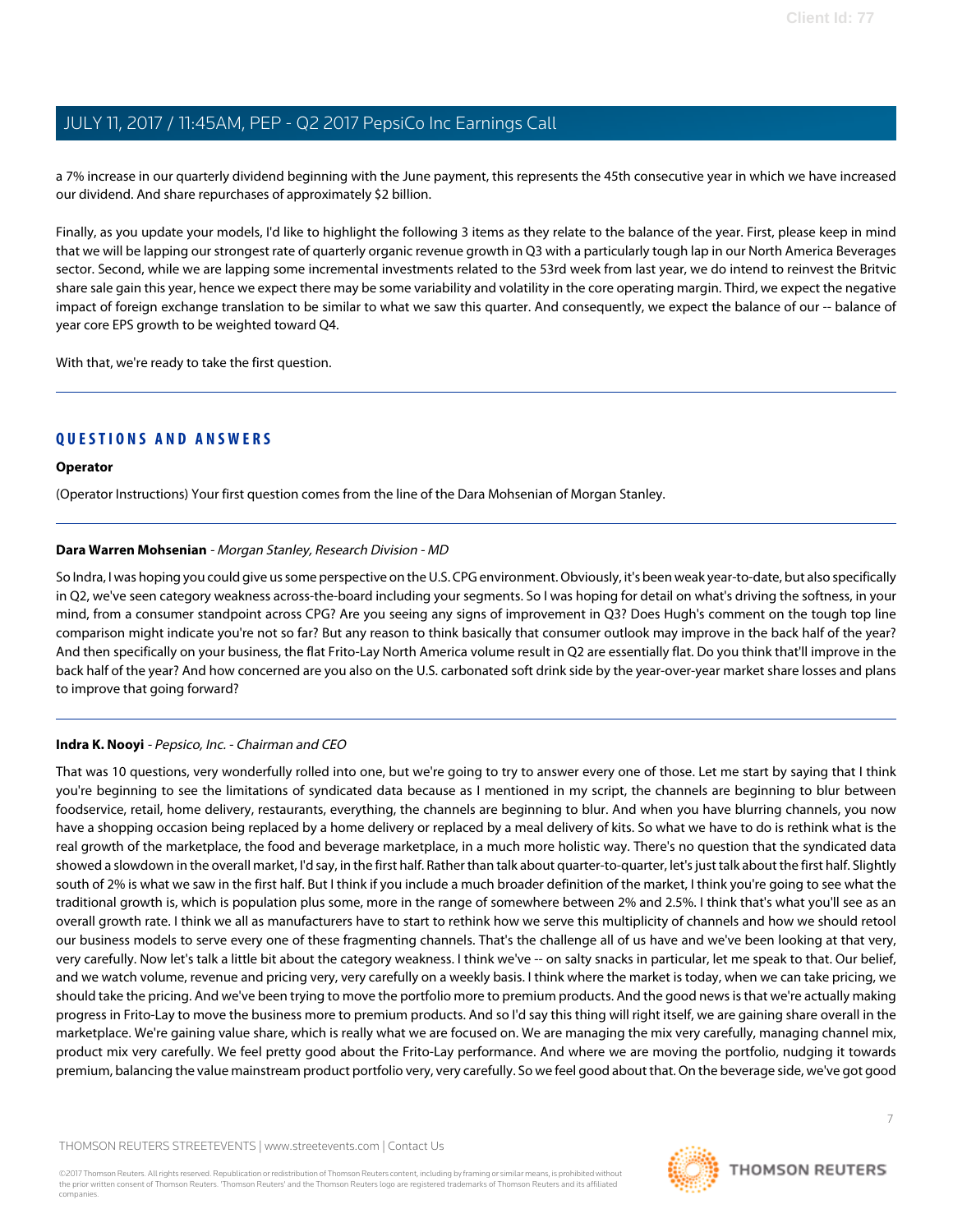a 7% increase in our quarterly dividend beginning with the June payment, this represents the 45th consecutive year in which we have increased our dividend. And share repurchases of approximately $2 billion.

Finally, as you update your models, I'd like to highlight the following 3 items as they relate to the balance of the year. First, please keep in mind that we will be lapping our strongest rate of quarterly organic revenue growth in Q3 with a particularly tough lap in our North America Beverages sector. Second, while we are lapping some incremental investments related to the 53rd week from last year, we do intend to reinvest the Britvic share sale gain this year, hence we expect there may be some variability and volatility in the core operating margin. Third, we expect the negative impact of foreign exchange translation to be similar to what we saw this quarter. And consequently, we expect the balance of our -- balance of year core EPS growth to be weighted toward Q4.

With that, we're ready to take the first question.

---

## QUESTIONS AND ANSWERS

**Operator**

(Operator Instructions) Your first question comes from the line of the Dara Mohsenian of Morgan Stanley.

---

**Dara Warren Mohsenian** - *Morgan Stanley, Research Division - MD*

So Indra, I was hoping you could give us some perspective on the U.S. CPG environment. Obviously, it's been weak year-to-date, but also specifically in Q2, we've seen category weakness across-the-board including your segments. So I was hoping for detail on what's driving the softness, in your mind, from a consumer standpoint across CPG? Are you seeing any signs of improvement in Q3? Does Hugh's comment on the tough top line comparison might indicate you're not so far? But any reason to think basically that consumer outlook may improve in the back half of the year? And then specifically on your business, the flat Frito-Lay North America volume result in Q2 are essentially flat. Do you think that'll improve in the back half of the year? And how concerned are you also on the U.S. carbonated soft drink side by the year-over-year market share losses and plans to improve that going forward?

---

**Indra K. Nooyi** - *Pepsico, Inc. - Chairman and CEO*

That was 10 questions, very wonderfully rolled into one, but we're going to try to answer every one of those. Let me start by saying that I think you're beginning to see the limitations of syndicated data because as I mentioned in my script, the channels are beginning to blur between foodservice, retail, home delivery, restaurants, everything, the channels are beginning to blur. And when you have blurring channels, you now have a shopping occasion being replaced by a home delivery or replaced by a meal delivery of kits. So what we have to do is rethink what is the real growth of the marketplace, the food and beverage marketplace, in a much more holistic way. There's no question that the syndicated data showed a slowdown in the overall market, I'd say, in the first half. Rather than talk about quarter-to-quarter, let's just talk about the first half. Slightly south of 2% is what we saw in the first half. But I think if you include a much broader definition of the market, I think you're going to see what the traditional growth is, which is population plus some, more in the range of somewhere between 2% and 2.5%. I think that's what you'll see as an overall growth rate. I think we all as manufacturers have to start to rethink how we serve this multiplicity of channels and how we should retool our business models to serve every one of these fragmenting channels. That's the challenge all of us have and we've been looking at that very, very carefully. Now let's talk a little bit about the category weakness. I think we've -- on salty snacks in particular, let me speak to that. Our belief, and we watch volume, revenue and pricing very, very carefully on a weekly basis. I think where the market is today, when we can take pricing, we should take the pricing. And we've been trying to move the portfolio more to premium products. And the good news is that we're actually making progress in Frito-Lay to move the business more to premium products. And so I'd say this thing will right itself, we are gaining share overall in the marketplace. We're gaining value share, which is really what we are focused on. We are managing the mix very carefully, managing channel mix, product mix very carefully. We feel pretty good about the Frito-Lay performance. And where we are moving the portfolio, nudging it towards premium, balancing the value mainstream product portfolio very, very carefully. So we feel good about that. On the beverage side, we've got good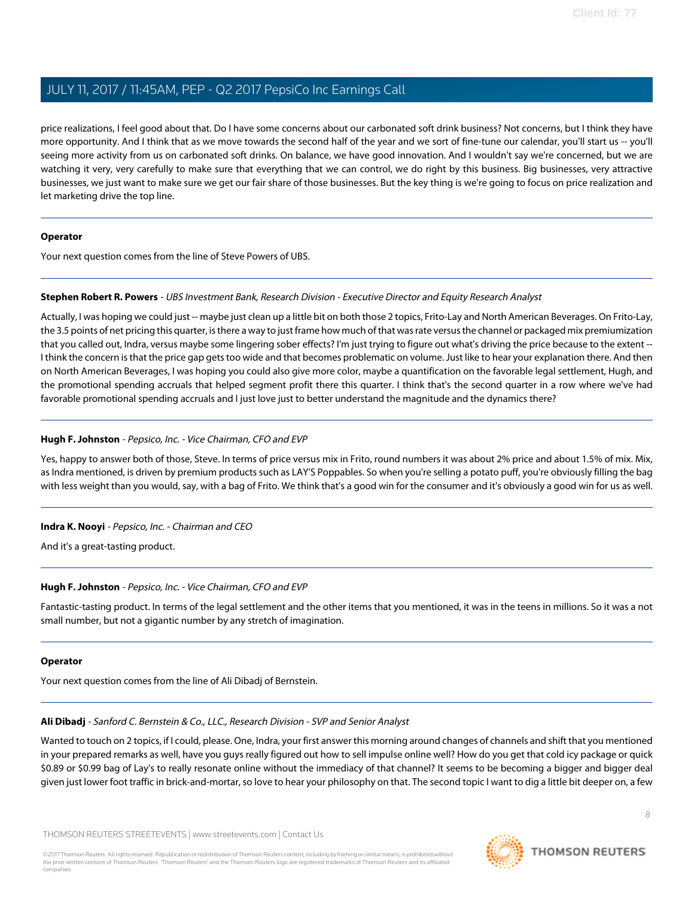price realizations, I feel good about that. Do I have some concerns about our carbonated soft drink business? Not concerns, but I think they have more opportunity. And I think that as we move towards the second half of the year and we sort of fine-tune our calendar, you'll start us -- you'll seeing more activity from us on carbonated soft drinks. On balance, we have good innovation. And I wouldn't say we're concerned, but we are watching it very, very carefully to make sure that everything that we can control, we do right by this business. Big businesses, very attractive businesses, we just want to make sure we get our fair share of those businesses. But the key thing is we're going to focus on price realization and let marketing drive the top line.

---

**Operator**

Your next question comes from the line of Steve Powers of UBS.

---

**Stephen Robert R. Powers** - *UBS Investment Bank, Research Division - Executive Director and Equity Research Analyst*

Actually, I was hoping we could just -- maybe just clean up a little bit on both those 2 topics, Frito-Lay and North American Beverages. On Frito-Lay, the 3.5 points of net pricing this quarter, is there a way to just frame how much of that was rate versus the channel or packaged mix premiumization that you called out, Indra, versus maybe some lingering sober effects? I'm just trying to figure out what's driving the price because to the extent -- I think the concern is that the price gap gets too wide and that becomes problematic on volume. Just like to hear your explanation there. And then on North American Beverages, I was hoping you could also give more color, maybe a quantification on the favorable legal settlement, Hugh, and the promotional spending accruals that helped segment profit there this quarter. I think that's the second quarter in a row where we've had favorable promotional spending accruals and I just love just to better understand the magnitude and the dynamics there?

---

**Hugh F. Johnston** - *Pepsico, Inc. - Vice Chairman, CFO and EVP*

Yes, happy to answer both of those, Steve. In terms of price versus mix in Frito, round numbers it was about 2% price and about 1.5% of mix. Mix, as Indra mentioned, is driven by premium products such as LAY'S Poppables. So when you're selling a potato puff, you're obviously filling the bag with less weight than you would, say, with a bag of Frito. We think that's a good win for the consumer and it's obviously a good win for us as well.

---

**Indra K. Nooyi** - *Pepsico, Inc. - Chairman and CEO*

And it's a great-tasting product.

---

**Hugh F. Johnston** - *Pepsico, Inc. - Vice Chairman, CFO and EVP*

Fantastic-tasting product. In terms of the legal settlement and the other items that you mentioned, it was in the teens in millions. So it was a not small number, but not a gigantic number by any stretch of imagination.

---

**Operator**

Your next question comes from the line of Ali Dibadj of Bernstein.

---

**Ali Dibadj** - *Sanford C. Bernstein & Co., LLC., Research Division - SVP and Senior Analyst*

Wanted to touch on 2 topics, if I could, please. One, Indra, your first answer this morning around changes of channels and shift that you mentioned in your prepared remarks as well, have you guys really figured out how to sell impulse online well? How do you get that cold icy package or quick $0.89 or $0.99 bag of Lay's to really resonate online without the immediacy of that channel? It seems to be becoming a bigger and bigger deal given just lower foot traffic in brick-and-mortar, so love to hear your philosophy on that. The second topic I want to dig a little bit deeper on, a few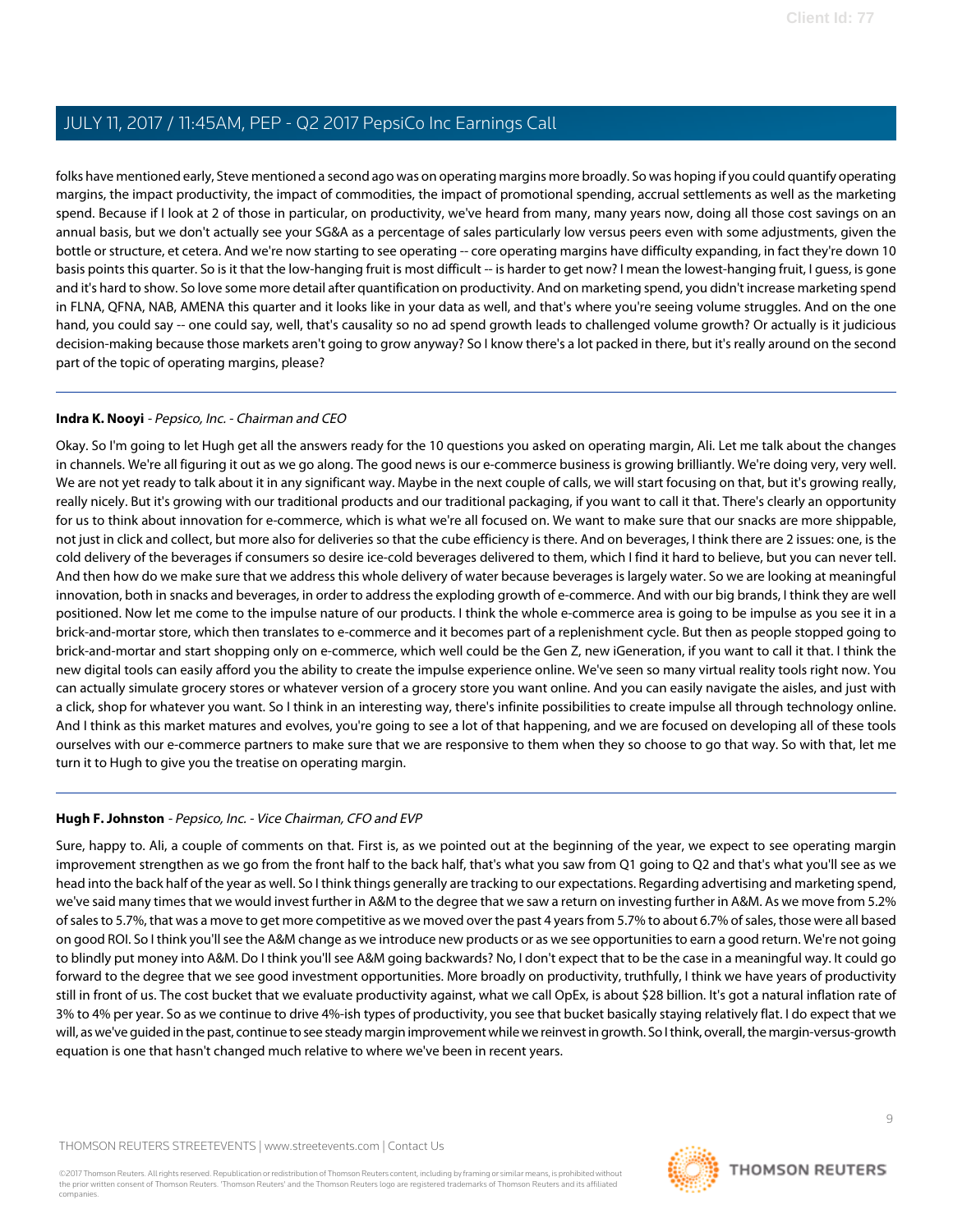folks have mentioned early, Steve mentioned a second ago was on operating margins more broadly. So was hoping if you could quantify operating margins, the impact productivity, the impact of commodities, the impact of promotional spending, accrual settlements as well as the marketing spend. Because if I look at 2 of those in particular, on productivity, we've heard from many, many years now, doing all those cost savings on an annual basis, but we don't actually see your SG&A as a percentage of sales particularly low versus peers even with some adjustments, given the bottle or structure, et cetera. And we're now starting to see operating -- core operating margins have difficulty expanding, in fact they're down 10 basis points this quarter. So is it that the low-hanging fruit is most difficult -- is harder to get now? I mean the lowest-hanging fruit, I guess, is gone and it's hard to show. So love some more detail after quantification on productivity. And on marketing spend, you didn't increase marketing spend in FLNA, QFNA, NAB, AMENA this quarter and it looks like in your data as well, and that's where you're seeing volume struggles. And on the one hand, you could say -- one could say, well, that's causality so no ad spend growth leads to challenged volume growth? Or actually is it judicious decision-making because those markets aren't going to grow anyway? So I know there's a lot packed in there, but it's really around on the second part of the topic of operating margins, please?

---

**Indra K. Nooyi** - *Pepsico, Inc. - Chairman and CEO*

Okay. So I'm going to let Hugh get all the answers ready for the 10 questions you asked on operating margin, Ali. Let me talk about the changes in channels. We're all figuring it out as we go along. The good news is our e-commerce business is growing brilliantly. We're doing very, very well. We are not yet ready to talk about it in any significant way. Maybe in the next couple of calls, we will start focusing on that, but it's growing really, really nicely. But it's growing with our traditional products and our traditional packaging, if you want to call it that. There's clearly an opportunity for us to think about innovation for e-commerce, which is what we're all focused on. We want to make sure that our snacks are more shippable, not just in click and collect, but more also for deliveries so that the cube efficiency is there. And on beverages, I think there are 2 issues: one, is the cold delivery of the beverages if consumers so desire ice-cold beverages delivered to them, which I find it hard to believe, but you can never tell. And then how do we make sure that we address this whole delivery of water because beverages is largely water. So we are looking at meaningful innovation, both in snacks and beverages, in order to address the exploding growth of e-commerce. And with our big brands, I think they are well positioned. Now let me come to the impulse nature of our products. I think the whole e-commerce area is going to be impulse as you see it in a brick-and-mortar store, which then translates to e-commerce and it becomes part of a replenishment cycle. But then as people stopped going to brick-and-mortar and start shopping only on e-commerce, which well could be the Gen Z, new iGeneration, if you want to call it that. I think the new digital tools can easily afford you the ability to create the impulse experience online. We've seen so many virtual reality tools right now. You can actually simulate grocery stores or whatever version of a grocery store you want online. And you can easily navigate the aisles, and just with a click, shop for whatever you want. So I think in an interesting way, there's infinite possibilities to create impulse all through technology online. And I think as this market matures and evolves, you're going to see a lot of that happening, and we are focused on developing all of these tools ourselves with our e-commerce partners to make sure that we are responsive to them when they so choose to go that way. So with that, let me turn it to Hugh to give you the treatise on operating margin.

---

**Hugh F. Johnston** - *Pepsico, Inc. - Vice Chairman, CFO and EVP*

Sure, happy to. Ali, a couple of comments on that. First is, as we pointed out at the beginning of the year, we expect to see operating margin improvement strengthen as we go from the front half to the back half, that's what you saw from Q1 going to Q2 and that's what you'll see as we head into the back half of the year as well. So I think things generally are tracking to our expectations. Regarding advertising and marketing spend, we've said many times that we would invest further in A&M to the degree that we saw a return on investing further in A&M. As we move from 5.2% of sales to 5.7%, that was a move to get more competitive as we moved over the past 4 years from 5.7% to about 6.7% of sales, those were all based on good ROI. So I think you'll see the A&M change as we introduce new products or as we see opportunities to earn a good return. We're not going to blindly put money into A&M. Do I think you'll see A&M going backwards? No, I don't expect that to be the case in a meaningful way. It could go forward to the degree that we see good investment opportunities. More broadly on productivity, truthfully, I think we have years of productivity still in front of us. The cost bucket that we evaluate productivity against, what we call OpEx, is about $28 billion. It's got a natural inflation rate of 3% to 4% per year. So as we continue to drive 4%-ish types of productivity, you see that bucket basically staying relatively flat. I do expect that we will, as we've guided in the past, continue to see steady margin improvement while we reinvest in growth. So I think, overall, the margin-versus-growth equation is one that hasn't changed much relative to where we've been in recent years.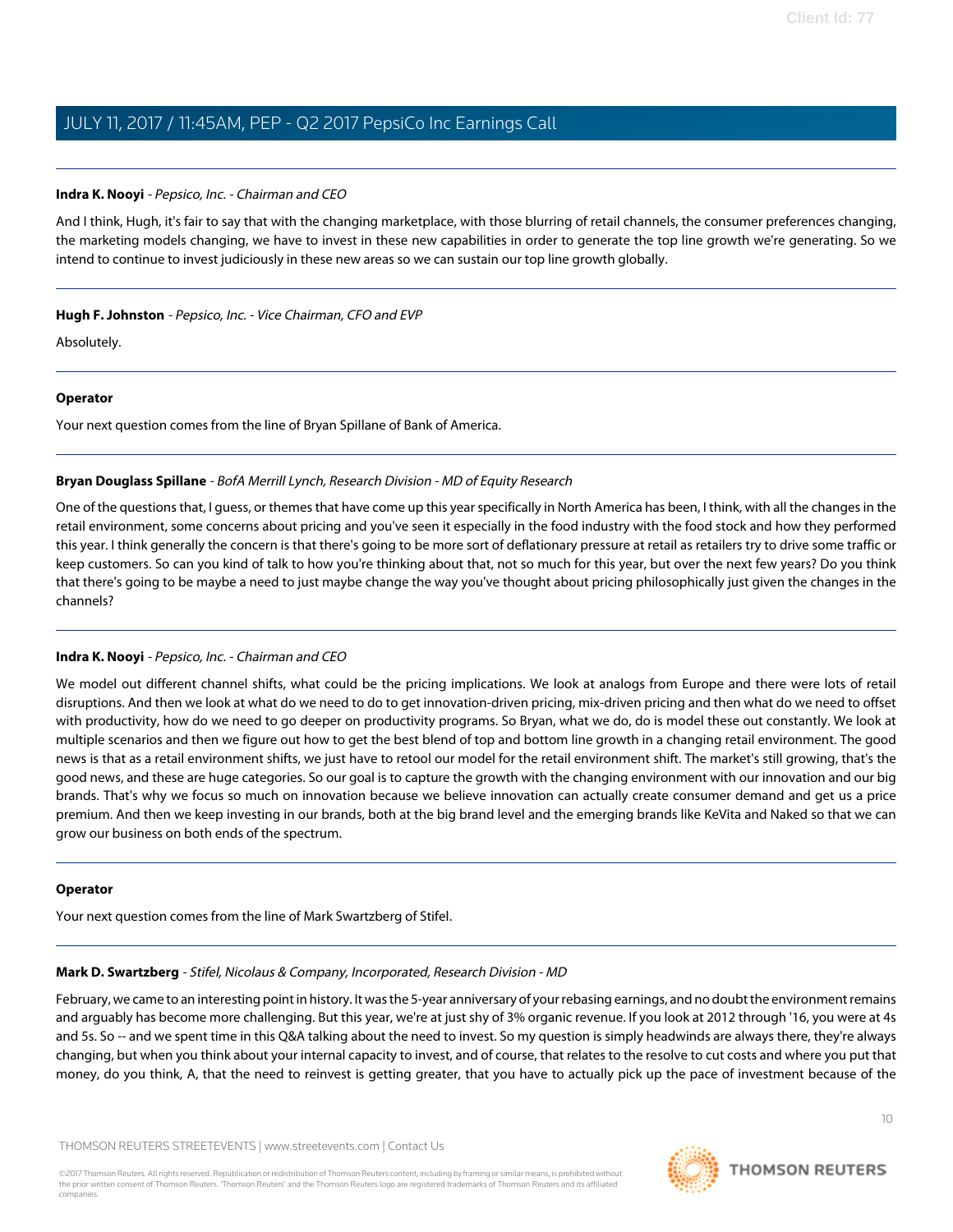**Indra K. Nooyi** - *Pepsico, Inc. - Chairman and CEO*

And I think, Hugh, it's fair to say that with the changing marketplace, with those blurring of retail channels, the consumer preferences changing, the marketing models changing, we have to invest in these new capabilities in order to generate the top line growth we're generating. So we intend to continue to invest judiciously in these new areas so we can sustain our top line growth globally.

---

**Hugh F. Johnston** - *Pepsico, Inc. - Vice Chairman, CFO and EVP*

Absolutely.

---

**Operator**

Your next question comes from the line of Bryan Spillane of Bank of America.

---

**Bryan Douglass Spillane** - *BofA Merrill Lynch, Research Division - MD of Equity Research*

One of the questions that, I guess, or themes that have come up this year specifically in North America has been, I think, with all the changes in the retail environment, some concerns about pricing and you've seen it especially in the food industry with the food stock and how they performed this year. I think generally the concern is that there's going to be more sort of deflationary pressure at retail as retailers try to drive some traffic or keep customers. So can you kind of talk to how you're thinking about that, not so much for this year, but over the next few years? Do you think that there's going to be maybe a need to just maybe change the way you've thought about pricing philosophically just given the changes in the channels?

---

**Indra K. Nooyi** - *Pepsico, Inc. - Chairman and CEO*

We model out different channel shifts, what could be the pricing implications. We look at analogs from Europe and there were lots of retail disruptions. And then we look at what do we need to do to get innovation-driven pricing, mix-driven pricing and then what do we need to offset with productivity, how do we need to go deeper on productivity programs. So Bryan, what we do, do is model these out constantly. We look at multiple scenarios and then we figure out how to get the best blend of top and bottom line growth in a changing retail environment. The good news is that as a retail environment shifts, we just have to retool our model for the retail environment shift. The market's still growing, that's the good news, and these are huge categories. So our goal is to capture the growth with the changing environment with our innovation and our big brands. That's why we focus so much on innovation because we believe innovation can actually create consumer demand and get us a price premium. And then we keep investing in our brands, both at the big brand level and the emerging brands like KeVita and Naked so that we can grow our business on both ends of the spectrum.

---

**Operator**

Your next question comes from the line of Mark Swartzberg of Stifel.

---

**Mark D. Swartzberg** - *Stifel, Nicolaus & Company, Incorporated, Research Division - MD*

February, we came to an interesting point in history. It was the 5-year anniversary of your rebasing earnings, and no doubt the environment remains and arguably has become more challenging. But this year, we're at just shy of 3% organic revenue. If you look at 2012 through '16, you were at 4s and 5s. So -- and we spent time in this Q&A talking about the need to invest. So my question is simply headwinds are always there, they're always changing, but when you think about your internal capacity to invest, and of course, that relates to the resolve to cut costs and where you put that money, do you think, A, that the need to reinvest is getting greater, that you have to actually pick up the pace of investment because of the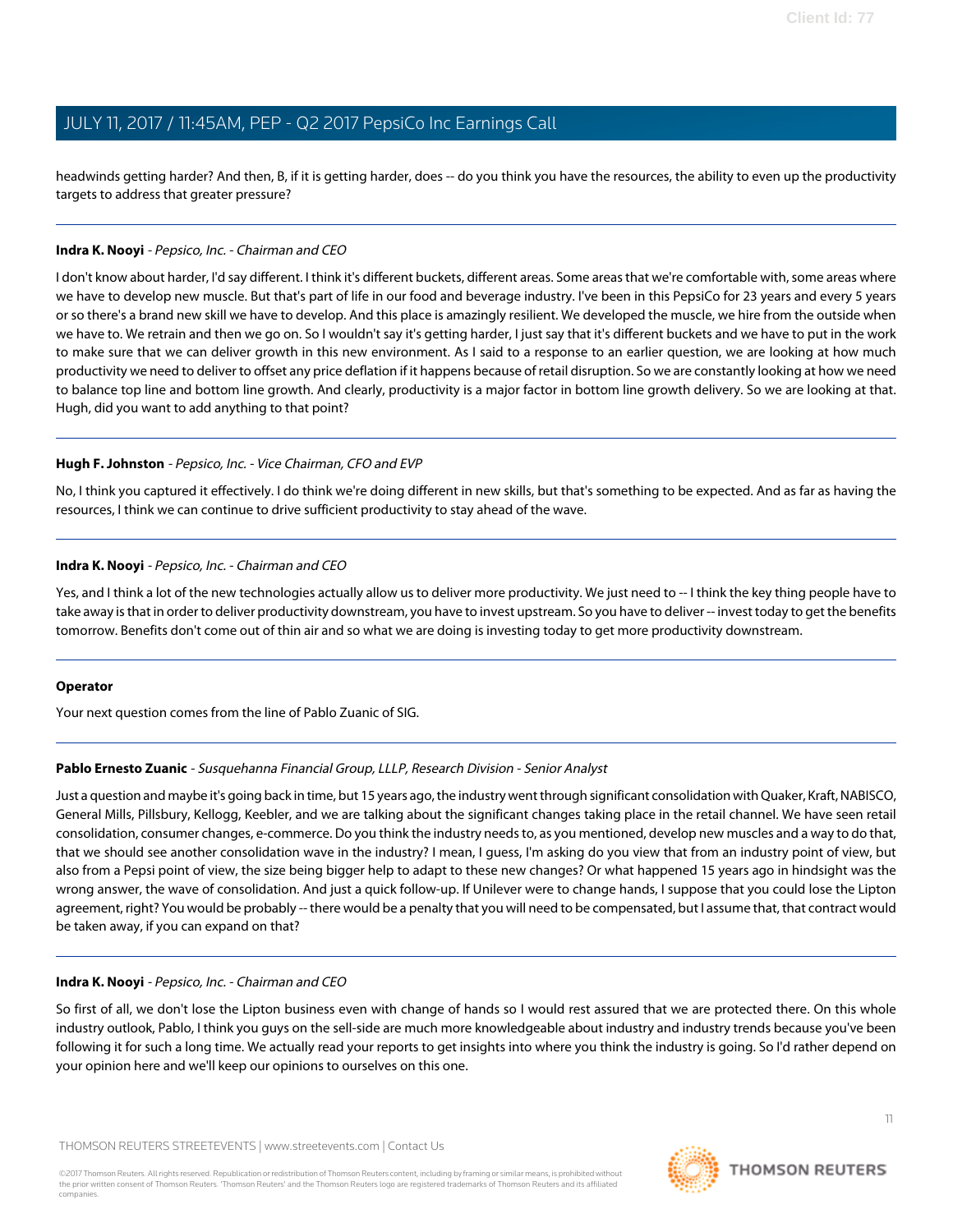headwinds getting harder? And then, B, if it is getting harder, does -- do you think you have the resources, the ability to even up the productivity targets to address that greater pressure?

---

**Indra K. Nooyi** - *Pepsico, Inc. - Chairman and CEO*

I don't know about harder, I'd say different. I think it's different buckets, different areas. Some areas that we're comfortable with, some areas where we have to develop new muscle. But that's part of life in our food and beverage industry. I've been in this PepsiCo for 23 years and every 5 years or so there's a brand new skill we have to develop. And this place is amazingly resilient. We developed the muscle, we hire from the outside when we have to. We retrain and then we go on. So I wouldn't say it's getting harder, I just say that it's different buckets and we have to put in the work to make sure that we can deliver growth in this new environment. As I said to a response to an earlier question, we are constantly looking at how much productivity we need to deliver to offset any price deflation if it happens because of retail disruption. So we are constantly looking at how we need to balance top line and bottom line growth. And clearly, productivity is a major factor in bottom line growth delivery. So we are looking at that. Hugh, did you want to add anything to that point?

---

**Hugh F. Johnston** - *Pepsico, Inc. - Vice Chairman, CFO and EVP*

No, I think you captured it effectively. I do think we're doing different in new skills, but that's something to be expected. And as far as having the resources, I think we can continue to drive sufficient productivity to stay ahead of the wave.

---

**Indra K. Nooyi** - *Pepsico, Inc. - Chairman and CEO*

Yes, and I think a lot of the new technologies actually allow us to deliver more productivity. We just need to -- I think the key thing people have to take away is that in order to deliver productivity downstream, you have to invest upstream. So you have to deliver -- invest today to get the benefits tomorrow. Benefits don't come out of thin air and so what we are doing is investing today to get more productivity downstream.

---

**Operator**

Your next question comes from the line of Pablo Zuanic of SIG.

---

**Pablo Ernesto Zuanic** - *Susquehanna Financial Group, LLLP, Research Division - Senior Analyst*

Just a question and maybe it's going back in time, but 15 years ago, the industry went through significant consolidation with Quaker, Kraft, NABISCO, General Mills, Pillsbury, Kellogg, Keebler, and we are talking about the significant changes taking place in the retail channel. We have seen retail consolidation, consumer changes, e-commerce. Do you think the industry needs to, as you mentioned, develop new muscles and a way to do that, that we should see another consolidation wave in the industry? I mean, I guess, I'm asking do you view that from an industry point of view, but also from a Pepsi point of view, the size being bigger help to adapt to these new changes? Or what happened 15 years ago in hindsight was the wrong answer, the wave of consolidation. And just a quick follow-up. If Unilever were to change hands, I suppose that you could lose the Lipton agreement, right? You would be probably -- there would be a penalty that you will need to be compensated, but I assume that, that contract would be taken away, if you can expand on that?

---

**Indra K. Nooyi** - *Pepsico, Inc. - Chairman and CEO*

So first of all, we don't lose the Lipton business even with change of hands so I would rest assured that we are protected there. On this whole industry outlook, Pablo, I think you guys on the sell-side are much more knowledgeable about industry and industry trends because you've been following it for such a long time. We actually read your reports to get insights into where you think the industry is going. So I'd rather depend on your opinion here and we'll keep our opinions to ourselves on this one.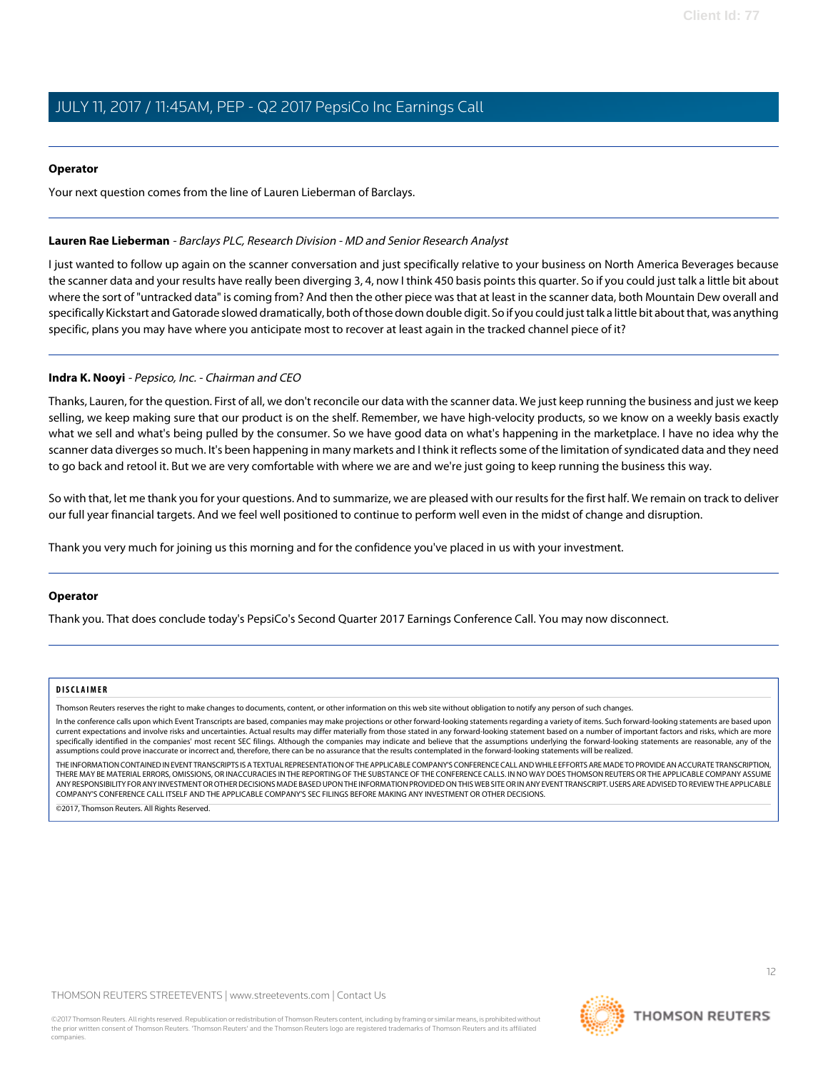**Operator**

Your next question comes from the line of Lauren Lieberman of Barclays.

---

**Lauren Rae Lieberman** - *Barclays PLC, Research Division - MD and Senior Research Analyst*

I just wanted to follow up again on the scanner conversation and just specifically relative to your business on North America Beverages because the scanner data and your results have really been diverging 3, 4, now I think 450 basis points this quarter. So if you could just talk a little bit about where the sort of "untracked data" is coming from? And then the other piece was that at least in the scanner data, both Mountain Dew overall and specifically Kickstart and Gatorade slowed dramatically, both of those down double digit. So if you could just talk a little bit about that, was anything specific, plans you may have where you anticipate most to recover at least again in the tracked channel piece of it?

---

**Indra K. Nooyi** - *Pepsico, Inc. - Chairman and CEO*

Thanks, Lauren, for the question. First of all, we don't reconcile our data with the scanner data. We just keep running the business and just we keep selling, we keep making sure that our product is on the shelf. Remember, we have high-velocity products, so we know on a weekly basis exactly what we sell and what's being pulled by the consumer. So we have good data on what's happening in the marketplace. I have no idea why the scanner data diverges so much. It's been happening in many markets and I think it reflects some of the limitation of syndicated data and they need to go back and retool it. But we are very comfortable with where we are and we're just going to keep running the business this way.

So with that, let me thank you for your questions. And to summarize, we are pleased with our results for the first half. We remain on track to deliver our full year financial targets. And we feel well positioned to continue to perform well even in the midst of change and disruption.

Thank you very much for joining us this morning and for the confidence you've placed in us with your investment.

---

**Operator**

Thank you. That does conclude today's PepsiCo's Second Quarter 2017 Earnings Conference Call. You may now disconnect.

---

**DISCLAIMER**

Thomson Reuters reserves the right to make changes to documents, content, or other information on this web site without obligation to notify any person of such changes.

In the conference calls upon which Event Transcripts are based, companies may make projections or other forward-looking statements regarding a variety of items. Such forward-looking statements are based upon current expectations and involve risks and uncertainties. Actual results may differ materially from those stated in any forward-looking statement based on a number of important factors and risks, which are more specifically identified in the companies' most recent SEC filings. Although the companies may indicate and believe that the assumptions underlying the forward-looking statements are reasonable, any of the assumptions could prove inaccurate or incorrect and, therefore, there can be no assurance that the results contemplated in the forward-looking statements will be realized.

THE INFORMATION CONTAINED IN EVENT TRANSCRIPTS IS A TEXTUAL REPRESENTATION OF THE APPLICABLE COMPANY'S CONFERENCE CALL AND WHILE EFFORTS ARE MADE TO PROVIDE AN ACCURATE TRANSCRIPTION, THERE MAY BE MATERIAL ERRORS, OMISSIONS, OR INACCURACIES IN THE REPORTING OF THE SUBSTANCE OF THE CONFERENCE CALLS. IN NO WAY DOES THOMSON REUTERS OR THE APPLICABLE COMPANY ASSUME ANY RESPONSIBILITY FOR ANY INVESTMENT OR OTHER DECISIONS MADE BASED UPON THE INFORMATION PROVIDED ON THIS WEB SITE OR IN ANY EVENT TRANSCRIPT. USERS ARE ADVISED TO REVIEW THE APPLICABLE COMPANY'S CONFERENCE CALL ITSELF AND THE APPLICABLE COMPANY'S SEC FILINGS BEFORE MAKING ANY INVESTMENT OR OTHER DECISIONS.

©2017, Thomson Reuters. All Rights Reserved.